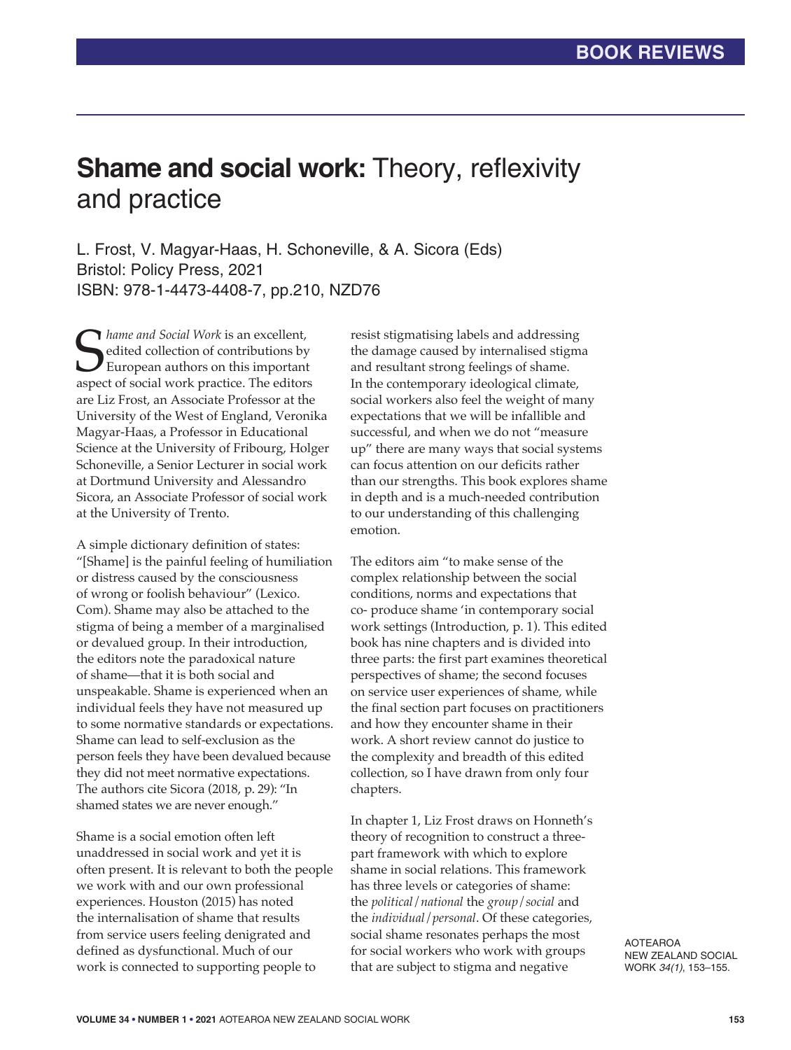# Shame and social work: Theory, reflexivity and practice

L. Frost, V. Magyar-Haas, H. Schoneville, & A. Sicora (Eds)
Bristol: Policy Press, 2021
ISBN: 978-1-4473-4408-7, pp.210, NZD76

*Shame and Social Work* is an excellent, edited collection of contributions by European authors on this important aspect of social work practice. The editors are Liz Frost, an Associate Professor at the University of the West of England, Veronika Magyar-Haas, a Professor in Educational Science at the University of Fribourg, Holger Schoneville, a Senior Lecturer in social work at Dortmund University and Alessandro Sicora, an Associate Professor of social work at the University of Trento.

A simple dictionary definition of states: "[Shame] is the painful feeling of humiliation or distress caused by the consciousness of wrong or foolish behaviour" (Lexico. Com). Shame may also be attached to the stigma of being a member of a marginalised or devalued group. In their introduction, the editors note the paradoxical nature of shame—that it is both social and unspeakable. Shame is experienced when an individual feels they have not measured up to some normative standards or expectations. Shame can lead to self-exclusion as the person feels they have been devalued because they did not meet normative expectations. The authors cite Sicora (2018, p. 29): "In shamed states we are never enough."

Shame is a social emotion often left unaddressed in social work and yet it is often present. It is relevant to both the people we work with and our own professional experiences. Houston (2015) has noted the internalisation of shame that results from service users feeling denigrated and defined as dysfunctional. Much of our work is connected to supporting people to resist stigmatising labels and addressing the damage caused by internalised stigma and resultant strong feelings of shame. In the contemporary ideological climate, social workers also feel the weight of many expectations that we will be infallible and successful, and when we do not "measure up" there are many ways that social systems can focus attention on our deficits rather than our strengths. This book explores shame in depth and is a much-needed contribution to our understanding of this challenging emotion.

The editors aim "to make sense of the complex relationship between the social conditions, norms and expectations that co- produce shame 'in contemporary social work settings (Introduction, p. 1). This edited book has nine chapters and is divided into three parts: the first part examines theoretical perspectives of shame; the second focuses on service user experiences of shame, while the final section part focuses on practitioners and how they encounter shame in their work. A short review cannot do justice to the complexity and breadth of this edited collection, so I have drawn from only four chapters.

In chapter 1, Liz Frost draws on Honneth's theory of recognition to construct a three-part framework with which to explore shame in social relations. This framework has three levels or categories of shame: the *political/national* the *group/social* and the *individual/personal*. Of these categories, social shame resonates perhaps the most for social workers who work with groups that are subject to stigma and negative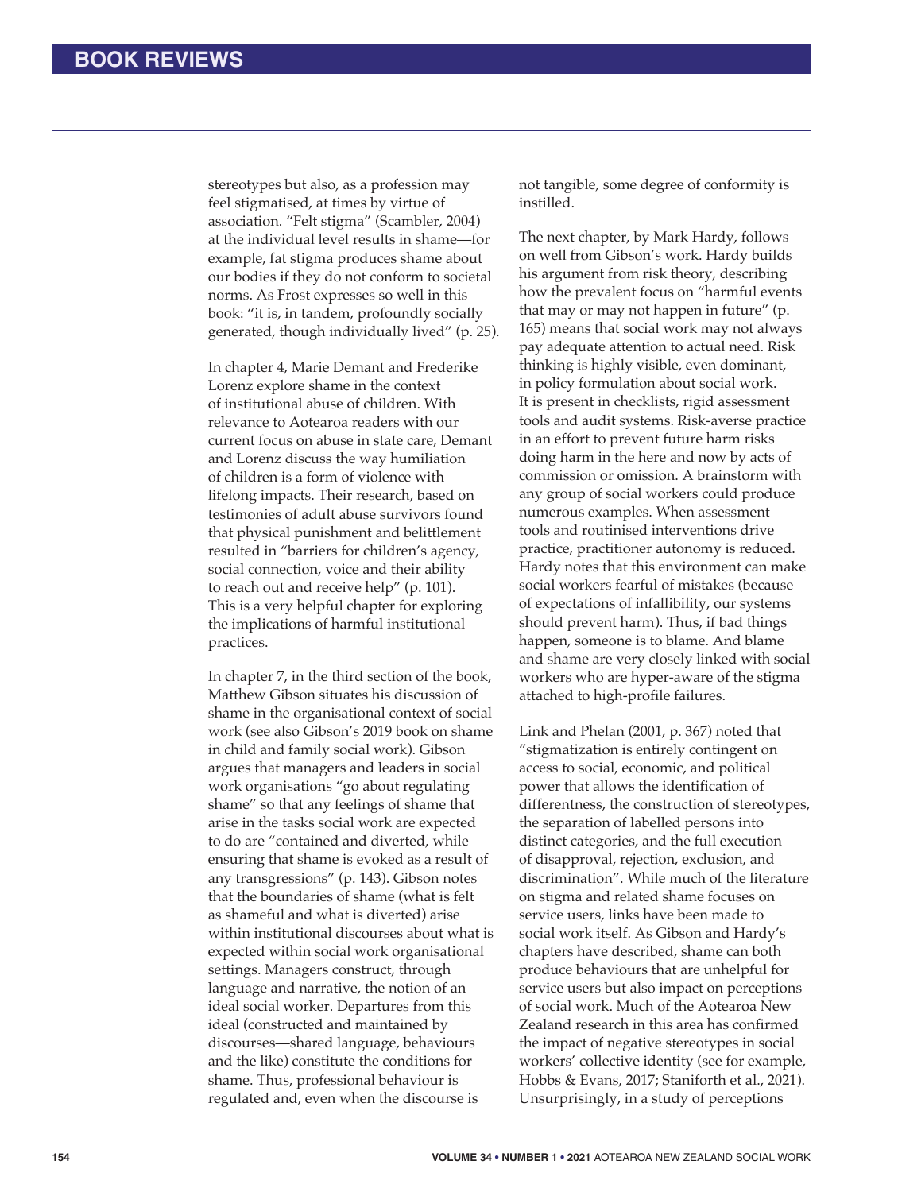stereotypes but also, as a profession may feel stigmatised, at times by virtue of association. "Felt stigma" (Scambler, 2004) at the individual level results in shame—for example, fat stigma produces shame about our bodies if they do not conform to societal norms. As Frost expresses so well in this book: "it is, in tandem, profoundly socially generated, though individually lived" (p. 25).

In chapter 4, Marie Demant and Frederike Lorenz explore shame in the context of institutional abuse of children. With relevance to Aotearoa readers with our current focus on abuse in state care, Demant and Lorenz discuss the way humiliation of children is a form of violence with lifelong impacts. Their research, based on testimonies of adult abuse survivors found that physical punishment and belittlement resulted in "barriers for children's agency, social connection, voice and their ability to reach out and receive help" (p. 101). This is a very helpful chapter for exploring the implications of harmful institutional practices.

In chapter 7, in the third section of the book, Matthew Gibson situates his discussion of shame in the organisational context of social work (see also Gibson's 2019 book on shame in child and family social work). Gibson argues that managers and leaders in social work organisations "go about regulating shame" so that any feelings of shame that arise in the tasks social work are expected to do are "contained and diverted, while ensuring that shame is evoked as a result of any transgressions" (p. 143). Gibson notes that the boundaries of shame (what is felt as shameful and what is diverted) arise within institutional discourses about what is expected within social work organisational settings. Managers construct, through language and narrative, the notion of an ideal social worker. Departures from this ideal (constructed and maintained by discourses—shared language, behaviours and the like) constitute the conditions for shame. Thus, professional behaviour is regulated and, even when the discourse is not tangible, some degree of conformity is instilled.

The next chapter, by Mark Hardy, follows on well from Gibson's work. Hardy builds his argument from risk theory, describing how the prevalent focus on "harmful events that may or may not happen in future" (p. 165) means that social work may not always pay adequate attention to actual need. Risk thinking is highly visible, even dominant, in policy formulation about social work. It is present in checklists, rigid assessment tools and audit systems. Risk-averse practice in an effort to prevent future harm risks doing harm in the here and now by acts of commission or omission. A brainstorm with any group of social workers could produce numerous examples. When assessment tools and routinised interventions drive practice, practitioner autonomy is reduced. Hardy notes that this environment can make social workers fearful of mistakes (because of expectations of infallibility, our systems should prevent harm). Thus, if bad things happen, someone is to blame. And blame and shame are very closely linked with social workers who are hyper-aware of the stigma attached to high-profile failures.

Link and Phelan (2001, p. 367) noted that "stigmatization is entirely contingent on access to social, economic, and political power that allows the identification of differentness, the construction of stereotypes, the separation of labelled persons into distinct categories, and the full execution of disapproval, rejection, exclusion, and discrimination". While much of the literature on stigma and related shame focuses on service users, links have been made to social work itself. As Gibson and Hardy's chapters have described, shame can both produce behaviours that are unhelpful for service users but also impact on perceptions of social work. Much of the Aotearoa New Zealand research in this area has confirmed the impact of negative stereotypes in social workers' collective identity (see for example, Hobbs & Evans, 2017; Staniforth et al., 2021). Unsurprisingly, in a study of perceptions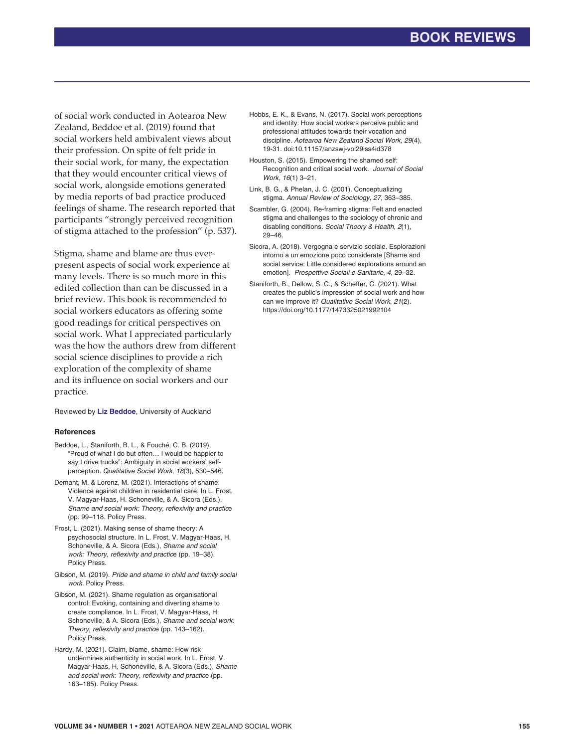of social work conducted in Aotearoa New Zealand, Beddoe et al. (2019) found that social workers held ambivalent views about their profession. On spite of felt pride in their social work, for many, the expectation that they would encounter critical views of social work, alongside emotions generated by media reports of bad practice produced feelings of shame. The research reported that participants "strongly perceived recognition of stigma attached to the profession" (p. 537).

Stigma, shame and blame are thus ever-present aspects of social work experience at many levels. There is so much more in this edited collection than can be discussed in a brief review. This book is recommended to social workers educators as offering some good readings for critical perspectives on social work. What I appreciated particularly was the how the authors drew from different social science disciplines to provide a rich exploration of the complexity of shame and its influence on social workers and our practice.

Reviewed by **Liz Beddoe**, University of Auckland

### References

Beddoe, L., Staniforth, B. L., & Fouché, C. B. (2019). "Proud of what I do but often… I would be happier to say I drive trucks": Ambiguity in social workers' self-perception. *Qualitative Social Work*, *18*(3), 530–546.

Demant, M. & Lorenz, M. (2021). Interactions of shame: Violence against children in residential care. In L. Frost, V. Magyar-Haas, H. Schoneville, & A. Sicora (Eds.), *Shame and social work: Theory, reflexivity and practice* (pp. 99–118. Policy Press.

Frost, L. (2021). Making sense of shame theory: A psychosocial structure. In L. Frost, V. Magyar-Haas, H. Schoneville, & A. Sicora (Eds.), *Shame and social work: Theory, reflexivity and practice* (pp. 19–38). Policy Press.

Gibson, M. (2019). *Pride and shame in child and family social work.* Policy Press.

Gibson, M. (2021). Shame regulation as organisational control: Evoking, containing and diverting shame to create compliance. In L. Frost, V. Magyar-Haas, H. Schoneville, & A. Sicora (Eds.), *Shame and social work: Theory, reflexivity and practice* (pp. 143–162). Policy Press.

Hardy, M. (2021). Claim, blame, shame: How risk undermines authenticity in social work. In L. Frost, V. Magyar-Haas, H, Schoneville, & A. Sicora (Eds.), *Shame and social work: Theory, reflexivity and practice* (pp. 163–185). Policy Press.

Hobbs, E. K., & Evans, N. (2017). Social work perceptions and identity: How social workers perceive public and professional attitudes towards their vocation and discipline. *Aotearoa New Zealand Social Work, 29*(4), 19-31. doi:10.11157/anzswj-vol29iss4id378

Houston, S. (2015). Empowering the shamed self: Recognition and critical social work. *Journal of Social Work*, *16*(1) 3–21.

Link, B. G., & Phelan, J. C. (2001). Conceptualizing stigma. *Annual Review of Sociology*, *27*, 363–385.

Scambler, G. (2004). Re-framing stigma: Felt and enacted stigma and challenges to the sociology of chronic and disabling conditions. *Social Theory & Health*, *2*(1), 29–46.

Sicora, A. (2018). Vergogna e servizio sociale. Esplorazioni intorno a un emozione poco considerate [Shame and social service: Little considered explorations around an emotion]. *Prospettive Sociali e Sanitarie*, *4*, 29–32.

Staniforth, B., Dellow, S. C., & Scheffer, C. (2021). What creates the public's impression of social work and how can we improve it? *Qualitative Social Work*, *21*(2). https://doi.org/10.1177/1473325021992104